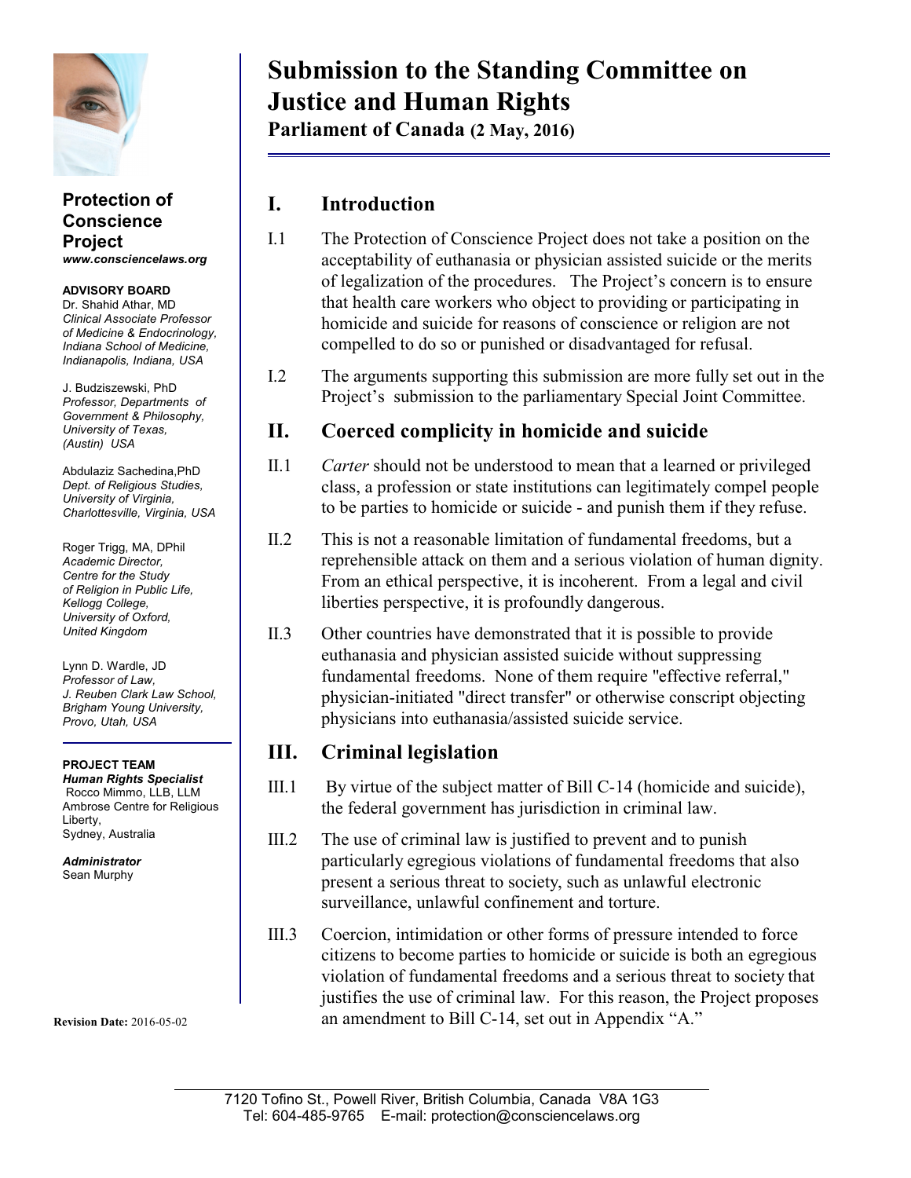# Submission to the Standing Committee on Justice and Human Rights

**Parliament of Canada (2 May, 2016)**

**Protection of Conscience Project**
***www.consciencelaws.org***

**ADVISORY BOARD**

Dr. Shahid Athar, MD
*Clinical Associate Professor of Medicine & Endocrinology, Indiana School of Medicine, Indianapolis, Indiana, USA*

J. Budziszewski, PhD
*Professor, Departments of Government & Philosophy, University of Texas, (Austin) USA*

Abdulaziz Sachedina,PhD
*Dept. of Religious Studies, University of Virginia, Charlottesville, Virginia, USA*

Roger Trigg, MA, DPhil
*Academic Director, Centre for the Study of Religion in Public Life, Kellogg College, University of Oxford, United Kingdom*

Lynn D. Wardle, JD
*Professor of Law, J. Reuben Clark Law School, Brigham Young University, Provo, Utah, USA*

**PROJECT TEAM**

***Human Rights Specialist***
Rocco Mimmo, LLB, LLM
Ambrose Centre for Religious Liberty, Sydney, Australia

***Administrator***
Sean Murphy

**Revision Date:** 2016-05-02

## I. Introduction

I.1 The Protection of Conscience Project does not take a position on the acceptability of euthanasia or physician assisted suicide or the merits of legalization of the procedures. The Project's concern is to ensure that health care workers who object to providing or participating in homicide and suicide for reasons of conscience or religion are not compelled to do so or punished or disadvantaged for refusal.

I.2 The arguments supporting this submission are more fully set out in the Project's submission to the parliamentary Special Joint Committee.

## II. Coerced complicity in homicide and suicide

II.1 *Carter* should not be understood to mean that a learned or privileged class, a profession or state institutions can legitimately compel people to be parties to homicide or suicide - and punish them if they refuse.

II.2 This is not a reasonable limitation of fundamental freedoms, but a reprehensible attack on them and a serious violation of human dignity. From an ethical perspective, it is incoherent. From a legal and civil liberties perspective, it is profoundly dangerous.

II.3 Other countries have demonstrated that it is possible to provide euthanasia and physician assisted suicide without suppressing fundamental freedoms. None of them require "effective referral," physician-initiated "direct transfer" or otherwise conscript objecting physicians into euthanasia/assisted suicide service.

## III. Criminal legislation

III.1 By virtue of the subject matter of Bill C-14 (homicide and suicide), the federal government has jurisdiction in criminal law.

III.2 The use of criminal law is justified to prevent and to punish particularly egregious violations of fundamental freedoms that also present a serious threat to society, such as unlawful electronic surveillance, unlawful confinement and torture.

III.3 Coercion, intimidation or other forms of pressure intended to force citizens to become parties to homicide or suicide is both an egregious violation of fundamental freedoms and a serious threat to society that justifies the use of criminal law. For this reason, the Project proposes an amendment to Bill C-14, set out in Appendix "A."

7120 Tofino St., Powell River, British Columbia, Canada V8A 1G3
Tel: 604-485-9765 E-mail: protection@consciencelaws.org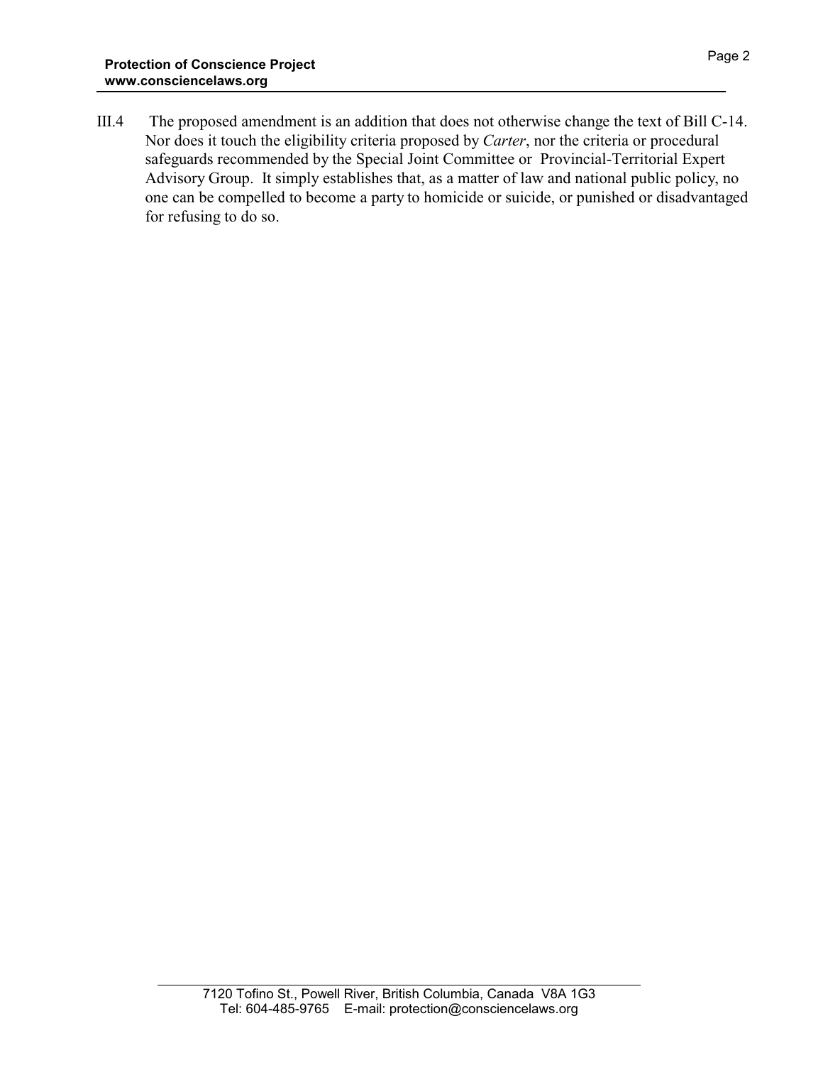III.4 The proposed amendment is an addition that does not otherwise change the text of Bill C-14. Nor does it touch the eligibility criteria proposed by *Carter*, nor the criteria or procedural safeguards recommended by the Special Joint Committee or Provincial-Territorial Expert Advisory Group. It simply establishes that, as a matter of law and national public policy, no one can be compelled to become a party to homicide or suicide, or punished or disadvantaged for refusing to do so.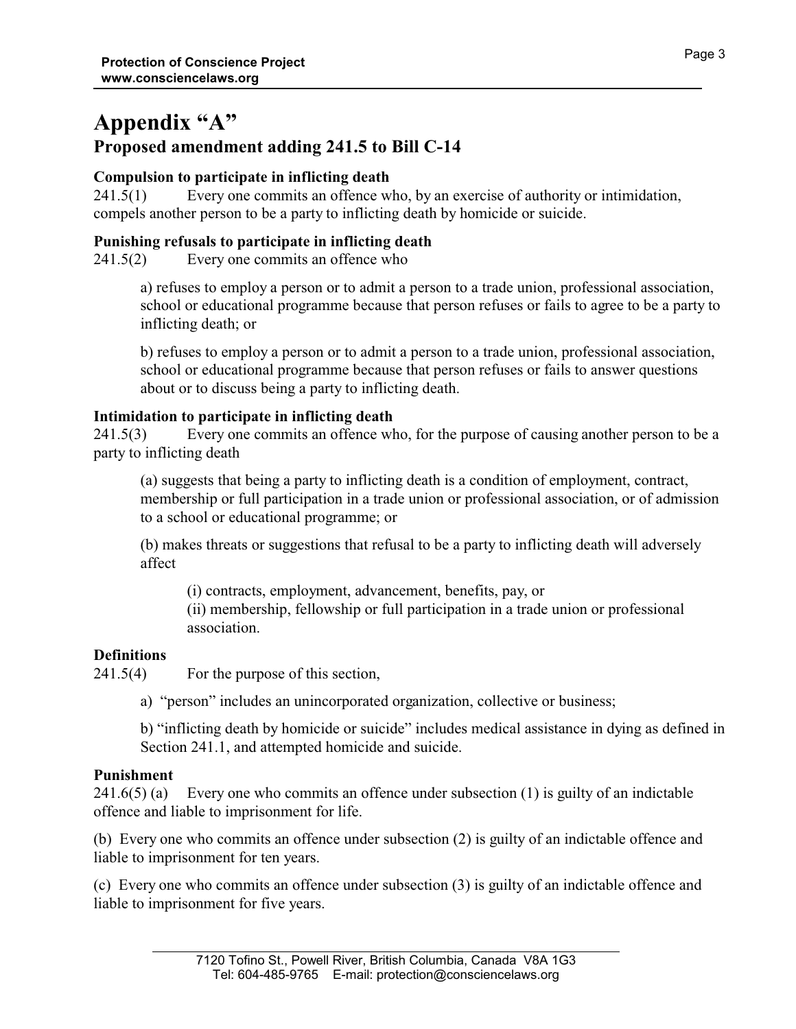# Appendix "A"

## Proposed amendment adding 241.5 to Bill C-14

### Compulsion to participate in inflicting death

241.5(1) Every one commits an offence who, by an exercise of authority or intimidation, compels another person to be a party to inflicting death by homicide or suicide.

### Punishing refusals to participate in inflicting death

241.5(2) Every one commits an offence who

a) refuses to employ a person or to admit a person to a trade union, professional association, school or educational programme because that person refuses or fails to agree to be a party to inflicting death; or

b) refuses to employ a person or to admit a person to a trade union, professional association, school or educational programme because that person refuses or fails to answer questions about or to discuss being a party to inflicting death.

### Intimidation to participate in inflicting death

241.5(3) Every one commits an offence who, for the purpose of causing another person to be a party to inflicting death

(a) suggests that being a party to inflicting death is a condition of employment, contract, membership or full participation in a trade union or professional association, or of admission to a school or educational programme; or

(b) makes threats or suggestions that refusal to be a party to inflicting death will adversely affect

(i) contracts, employment, advancement, benefits, pay, or
(ii) membership, fellowship or full participation in a trade union or professional association.

### Definitions

241.5(4) For the purpose of this section,

a) "person" includes an unincorporated organization, collective or business;

b) "inflicting death by homicide or suicide" includes medical assistance in dying as defined in Section 241.1, and attempted homicide and suicide.

### Punishment

241.6(5) (a) Every one who commits an offence under subsection (1) is guilty of an indictable offence and liable to imprisonment for life.

(b) Every one who commits an offence under subsection (2) is guilty of an indictable offence and liable to imprisonment for ten years.

(c) Every one who commits an offence under subsection (3) is guilty of an indictable offence and liable to imprisonment for five years.